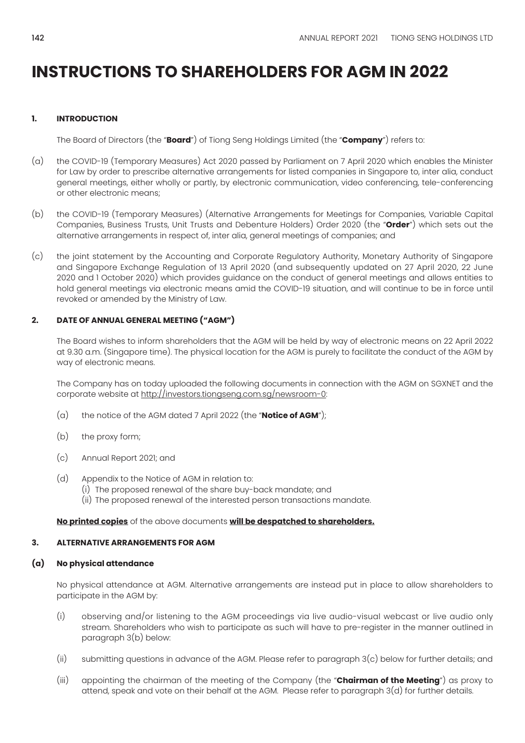# INSTRUCTIONS TO SHAREHOLDERS FOR AGM IN 2022

## 1. INTRODUCTION

The Board of Directors (the "**Board**") of Tiong Seng Holdings Limited (the "**Company**") refers to:

(a) the COVID-19 (Temporary Measures) Act 2020 passed by Parliament on 7 April 2020 which enables the Minister for Law by order to prescribe alternative arrangements for listed companies in Singapore to, inter alia, conduct general meetings, either wholly or partly, by electronic communication, video conferencing, tele-conferencing or other electronic means;

(b) the COVID-19 (Temporary Measures) (Alternative Arrangements for Meetings for Companies, Variable Capital Companies, Business Trusts, Unit Trusts and Debenture Holders) Order 2020 (the "**Order**") which sets out the alternative arrangements in respect of, inter alia, general meetings of companies; and

(c) the joint statement by the Accounting and Corporate Regulatory Authority, Monetary Authority of Singapore and Singapore Exchange Regulation of 13 April 2020 (and subsequently updated on 27 April 2020, 22 June 2020 and 1 October 2020) which provides guidance on the conduct of general meetings and allows entities to hold general meetings via electronic means amid the COVID-19 situation, and will continue to be in force until revoked or amended by the Ministry of Law.

## 2. DATE OF ANNUAL GENERAL MEETING ("AGM")

The Board wishes to inform shareholders that the AGM will be held by way of electronic means on 22 April 2022 at 9.30 a.m. (Singapore time). The physical location for the AGM is purely to facilitate the conduct of the AGM by way of electronic means.

The Company has on today uploaded the following documents in connection with the AGM on SGXNET and the corporate website at http://investors.tiongseng.com.sg/newsroom-0:

(a) the notice of the AGM dated 7 April 2022 (the "**Notice of AGM**");

(b) the proxy form;

(c) Annual Report 2021; and

(d) Appendix to the Notice of AGM in relation to:
   (i) The proposed renewal of the share buy-back mandate; and
   (ii) The proposed renewal of the interested person transactions mandate.

**No printed copies** of the above documents **will be despatched to shareholders.**

## 3. ALTERNATIVE ARRANGEMENTS FOR AGM

### (a) No physical attendance

No physical attendance at AGM. Alternative arrangements are instead put in place to allow shareholders to participate in the AGM by:

(i) observing and/or listening to the AGM proceedings via live audio-visual webcast or live audio only stream. Shareholders who wish to participate as such will have to pre-register in the manner outlined in paragraph 3(b) below:

(ii) submitting questions in advance of the AGM. Please refer to paragraph 3(c) below for further details; and

(iii) appointing the chairman of the meeting of the Company (the "**Chairman of the Meeting**") as proxy to attend, speak and vote on their behalf at the AGM. Please refer to paragraph 3(d) for further details.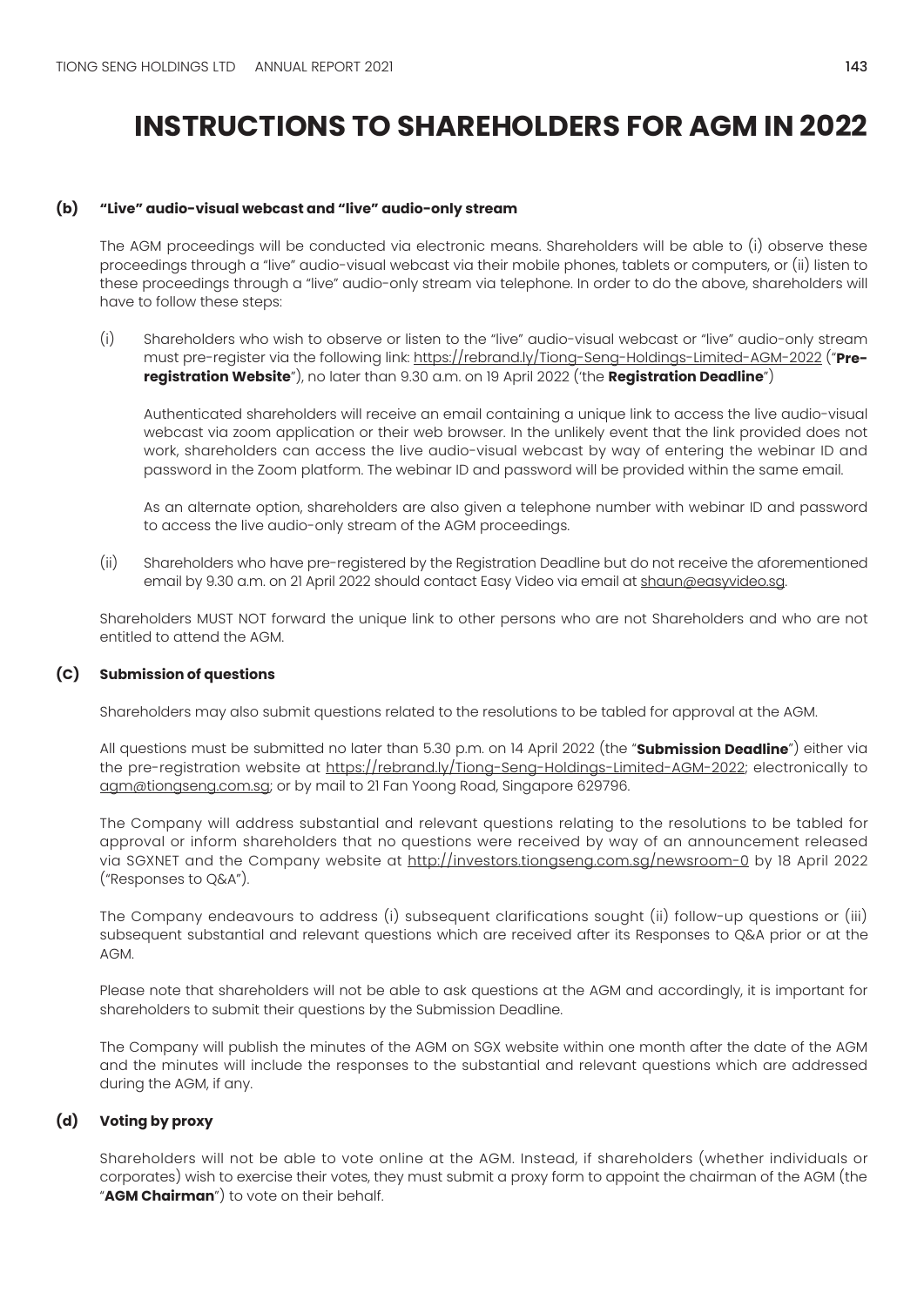# INSTRUCTIONS TO SHAREHOLDERS FOR AGM IN 2022

**(b) "Live" audio-visual webcast and "live" audio-only stream**

The AGM proceedings will be conducted via electronic means. Shareholders will be able to (i) observe these proceedings through a "live" audio-visual webcast via their mobile phones, tablets or computers, or (ii) listen to these proceedings through a "live" audio-only stream via telephone. In order to do the above, shareholders will have to follow these steps:

(i) Shareholders who wish to observe or listen to the "live" audio-visual webcast or "live" audio-only stream must pre-register via the following link: https://rebrand.ly/Tiong-Seng-Holdings-Limited-AGM-2022 ("**Pre-registration Website**"), no later than 9.30 a.m. on 19 April 2022 ('the **Registration Deadline**")

Authenticated shareholders will receive an email containing a unique link to access the live audio-visual webcast via zoom application or their web browser. In the unlikely event that the link provided does not work, shareholders can access the live audio-visual webcast by way of entering the webinar ID and password in the Zoom platform. The webinar ID and password will be provided within the same email.

As an alternate option, shareholders are also given a telephone number with webinar ID and password to access the live audio-only stream of the AGM proceedings.

(ii) Shareholders who have pre-registered by the Registration Deadline but do not receive the aforementioned email by 9.30 a.m. on 21 April 2022 should contact Easy Video via email at shaun@easyvideo.sg.

Shareholders MUST NOT forward the unique link to other persons who are not Shareholders and who are not entitled to attend the AGM.

**(c) Submission of questions**

Shareholders may also submit questions related to the resolutions to be tabled for approval at the AGM.

All questions must be submitted no later than 5.30 p.m. on 14 April 2022 (the "**Submission Deadline**") either via the pre-registration website at https://rebrand.ly/Tiong-Seng-Holdings-Limited-AGM-2022; electronically to agm@tiongseng.com.sg; or by mail to 21 Fan Yoong Road, Singapore 629796.

The Company will address substantial and relevant questions relating to the resolutions to be tabled for approval or inform shareholders that no questions were received by way of an announcement released via SGXNET and the Company website at http://investors.tiongseng.com.sg/newsroom-0 by 18 April 2022 ("Responses to Q&A").

The Company endeavours to address (i) subsequent clarifications sought (ii) follow-up questions or (iii) subsequent substantial and relevant questions which are received after its Responses to Q&A prior or at the AGM.

Please note that shareholders will not be able to ask questions at the AGM and accordingly, it is important for shareholders to submit their questions by the Submission Deadline.

The Company will publish the minutes of the AGM on SGX website within one month after the date of the AGM and the minutes will include the responses to the substantial and relevant questions which are addressed during the AGM, if any.

**(d) Voting by proxy**

Shareholders will not be able to vote online at the AGM. Instead, if shareholders (whether individuals or corporates) wish to exercise their votes, they must submit a proxy form to appoint the chairman of the AGM (the "**AGM Chairman**") to vote on their behalf.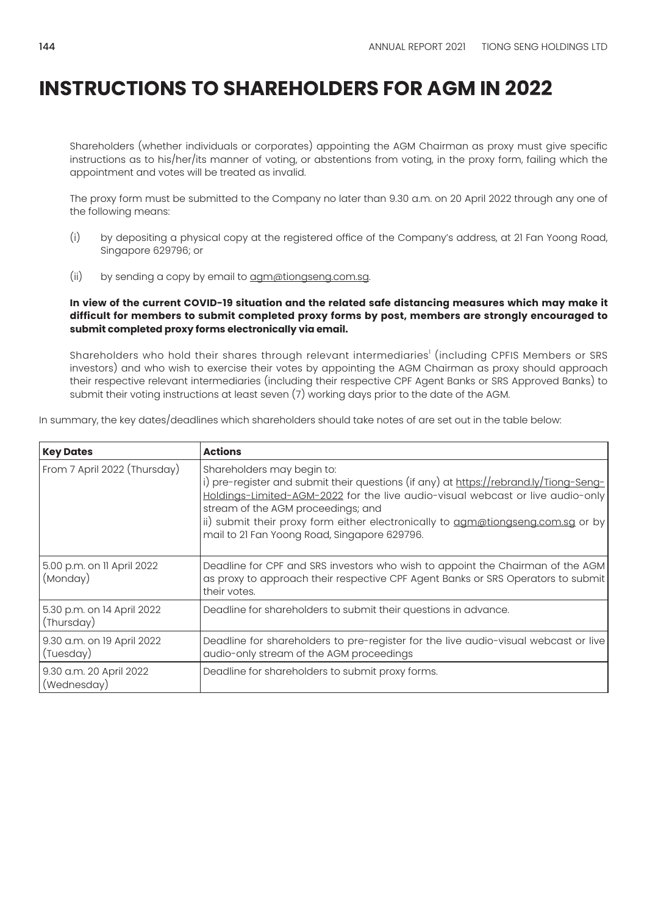# INSTRUCTIONS TO SHAREHOLDERS FOR AGM IN 2022

Shareholders (whether individuals or corporates) appointing the AGM Chairman as proxy must give specific instructions as to his/her/its manner of voting, or abstentions from voting, in the proxy form, failing which the appointment and votes will be treated as invalid.

The proxy form must be submitted to the Company no later than 9.30 a.m. on 20 April 2022 through any one of the following means:

(i) by depositing a physical copy at the registered office of the Company's address, at 21 Fan Yoong Road, Singapore 629796; or

(ii) by sending a copy by email to agm@tiongseng.com.sg.

**In view of the current COVID-19 situation and the related safe distancing measures which may make it difficult for members to submit completed proxy forms by post, members are strongly encouraged to submit completed proxy forms electronically via email.**

Shareholders who hold their shares through relevant intermediaries[1] (including CPFIS Members or SRS investors) and who wish to exercise their votes by appointing the AGM Chairman as proxy should approach their respective relevant intermediaries (including their respective CPF Agent Banks or SRS Approved Banks) to submit their voting instructions at least seven (7) working days prior to the date of the AGM.

In summary, the key dates/deadlines which shareholders should take notes of are set out in the table below:

| Key Dates | Actions |
|---|---|
| From 7 April 2022 (Thursday) | Shareholders may begin to:<br>i) pre-register and submit their questions (if any) at https://rebrand.ly/Tiong-Seng-Holdings-Limited-AGM-2022 for the live audio-visual webcast or live audio-only stream of the AGM proceedings; and<br>ii) submit their proxy form either electronically to agm@tiongseng.com.sg or by mail to 21 Fan Yoong Road, Singapore 629796. |
| 5.00 p.m. on 11 April 2022 (Monday) | Deadline for CPF and SRS investors who wish to appoint the Chairman of the AGM as proxy to approach their respective CPF Agent Banks or SRS Operators to submit their votes. |
| 5.30 p.m. on 14 April 2022 (Thursday) | Deadline for shareholders to submit their questions in advance. |
| 9.30 a.m. on 19 April 2022 (Tuesday) | Deadline for shareholders to pre-register for the live audio-visual webcast or live audio-only stream of the AGM proceedings |
| 9.30 a.m. 20 April 2022 (Wednesday) | Deadline for shareholders to submit proxy forms. |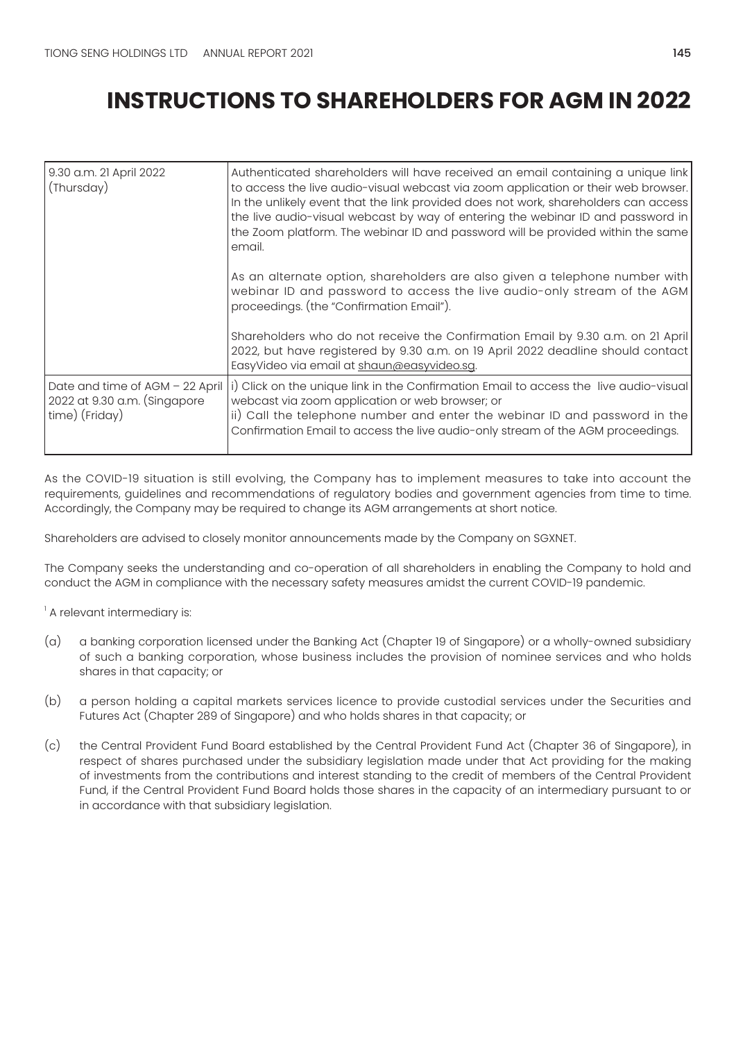# INSTRUCTIONS TO SHAREHOLDERS FOR AGM IN 2022

| | |
|---|---|
| 9.30 a.m. 21 April 2022 (Thursday) | Authenticated shareholders will have received an email containing a unique link to access the live audio-visual webcast via zoom application or their web browser. In the unlikely event that the link provided does not work, shareholders can access the live audio-visual webcast by way of entering the webinar ID and password in the Zoom platform. The webinar ID and password will be provided within the same email.<br><br>As an alternate option, shareholders are also given a telephone number with webinar ID and password to access the live audio-only stream of the AGM proceedings. (the "Confirmation Email").<br><br>Shareholders who do not receive the Confirmation Email by 9.30 a.m. on 21 April 2022, but have registered by 9.30 a.m. on 19 April 2022 deadline should contact EasyVideo via email at shaun@easyvideo.sg. |
| Date and time of AGM – 22 April 2022 at 9.30 a.m. (Singapore time) (Friday) | i) Click on the unique link in the Confirmation Email to access the live audio-visual webcast via zoom application or web browser; or<br>ii) Call the telephone number and enter the webinar ID and password in the Confirmation Email to access the live audio-only stream of the AGM proceedings. |

As the COVID-19 situation is still evolving, the Company has to implement measures to take into account the requirements, guidelines and recommendations of regulatory bodies and government agencies from time to time. Accordingly, the Company may be required to change its AGM arrangements at short notice.

Shareholders are advised to closely monitor announcements made by the Company on SGXNET.

The Company seeks the understanding and co-operation of all shareholders in enabling the Company to hold and conduct the AGM in compliance with the necessary safety measures amidst the current COVID-19 pandemic.

[1] A relevant intermediary is:

(a) a banking corporation licensed under the Banking Act (Chapter 19 of Singapore) or a wholly-owned subsidiary of such a banking corporation, whose business includes the provision of nominee services and who holds shares in that capacity; or

(b) a person holding a capital markets services licence to provide custodial services under the Securities and Futures Act (Chapter 289 of Singapore) and who holds shares in that capacity; or

(c) the Central Provident Fund Board established by the Central Provident Fund Act (Chapter 36 of Singapore), in respect of shares purchased under the subsidiary legislation made under that Act providing for the making of investments from the contributions and interest standing to the credit of members of the Central Provident Fund, if the Central Provident Fund Board holds those shares in the capacity of an intermediary pursuant to or in accordance with that subsidiary legislation.